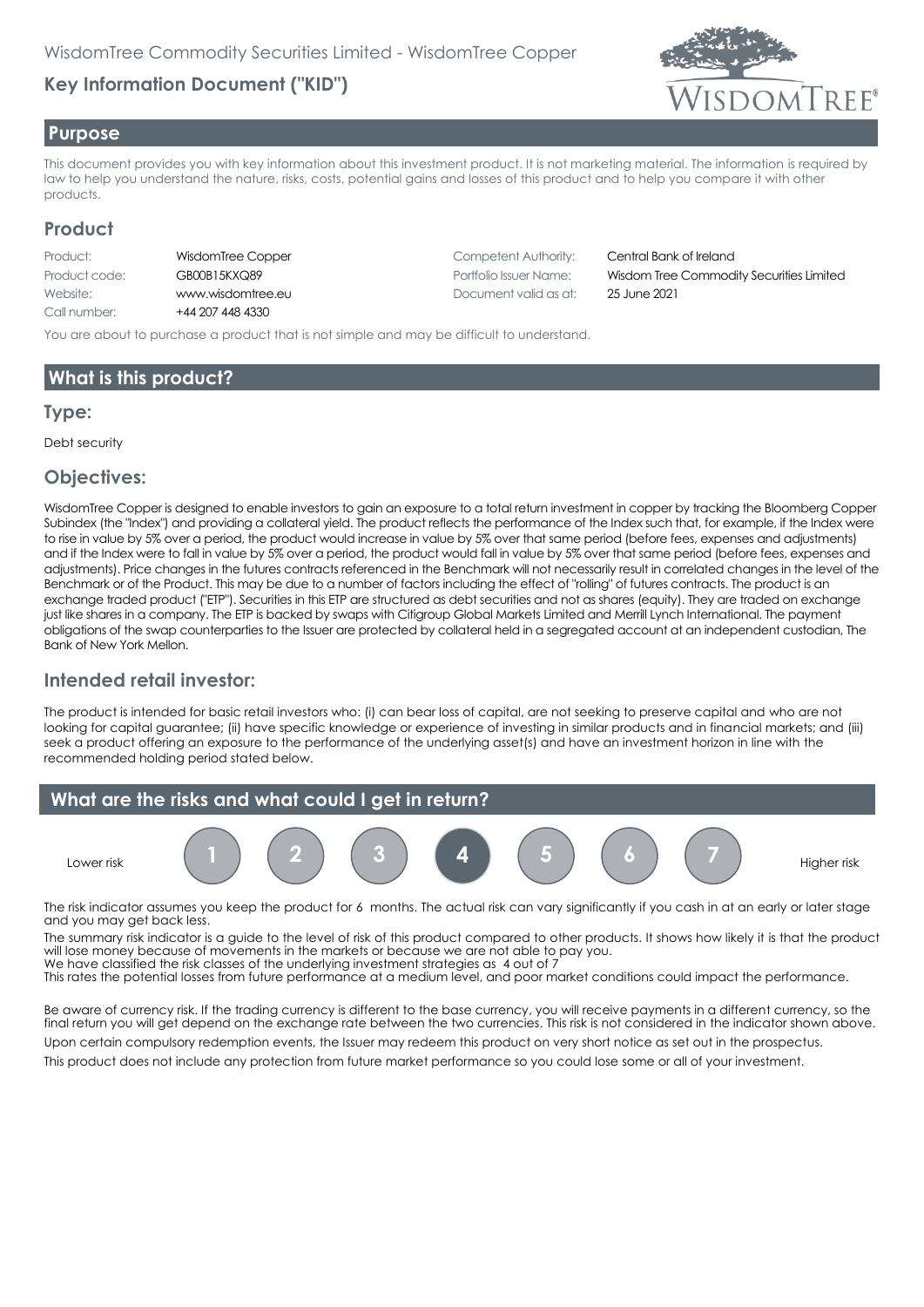WisdomTree Commodity Securities Limited - WisdomTree Copper

## Key Information Document ("KID")

## Purpose

This document provides you with key information about this investment product. It is not marketing material. The information is required by law to help you understand the nature, risks, costs, potential gains and losses of this product and to help you compare it with other products.

## Product

| | | | |
|---|---|---|---|
| Product: | WisdomTree Copper | Competent Authority: | Central Bank of Ireland |
| Product code: | GB00B15KXQ89 | Portfolio Issuer Name: | Wisdom Tree Commodity Securities Limited |
| Website: | www.wisdomtree.eu | Document valid as at: | 25 June 2021 |
| Call number: | +44 207 448 4330 | | |

You are about to purchase a product that is not simple and may be difficult to understand.

## What is this product?

### Type:

Debt security

### Objectives:

WisdomTree Copper is designed to enable investors to gain an exposure to a total return investment in copper by tracking the Bloomberg Copper Subindex (the "Index") and providing a collateral yield. The product reflects the performance of the Index such that, for example, if the Index were to rise in value by 5% over a period, the product would increase in value by 5% over that same period (before fees, expenses and adjustments) and if the Index were to fall in value by 5% over a period, the product would fall in value by 5% over that same period (before fees, expenses and adjustments). Price changes in the futures contracts referenced in the Benchmark will not necessarily result in correlated changes in the level of the Benchmark or of the Product. This may be due to a number of factors including the effect of "rolling" of futures contracts. The product is an exchange traded product ("ETP"). Securities in this ETP are structured as debt securities and not as shares (equity). They are traded on exchange just like shares in a company. The ETP is backed by swaps with Citigroup Global Markets Limited and Merrill Lynch International. The payment obligations of the swap counterparties to the Issuer are protected by collateral held in a segregated account at an independent custodian, The Bank of New York Mellon.

### Intended retail investor:

The product is intended for basic retail investors who: (i) can bear loss of capital, are not seeking to preserve capital and who are not looking for capital guarantee; (ii) have specific knowledge or experience of investing in similar products and in financial markets; and (iii) seek a product offering an exposure to the performance of the underlying asset(s) and have an investment horizon in line with the recommended holding period stated below.

## What are the risks and what could I get in return?

Lower risk 1 2 3 **4** 5 6 7 Higher risk

The risk indicator assumes you keep the product for 6 months. The actual risk can vary significantly if you cash in at an early or later stage and you may get back less.

The summary risk indicator is a guide to the level of risk of this product compared to other products. It shows how likely it is that the product will lose money because of movements in the markets or because we are not able to pay you.
We have classified the risk classes of the underlying investment strategies as 4 out of 7
This rates the potential losses from future performance at a medium level, and poor market conditions could impact the performance.

Be aware of currency risk. If the trading currency is different to the base currency, you will receive payments in a different currency, so the final return you will get depend on the exchange rate between the two currencies. This risk is not considered in the indicator shown above.

Upon certain compulsory redemption events, the Issuer may redeem this product on very short notice as set out in the prospectus.

This product does not include any protection from future market performance so you could lose some or all of your investment.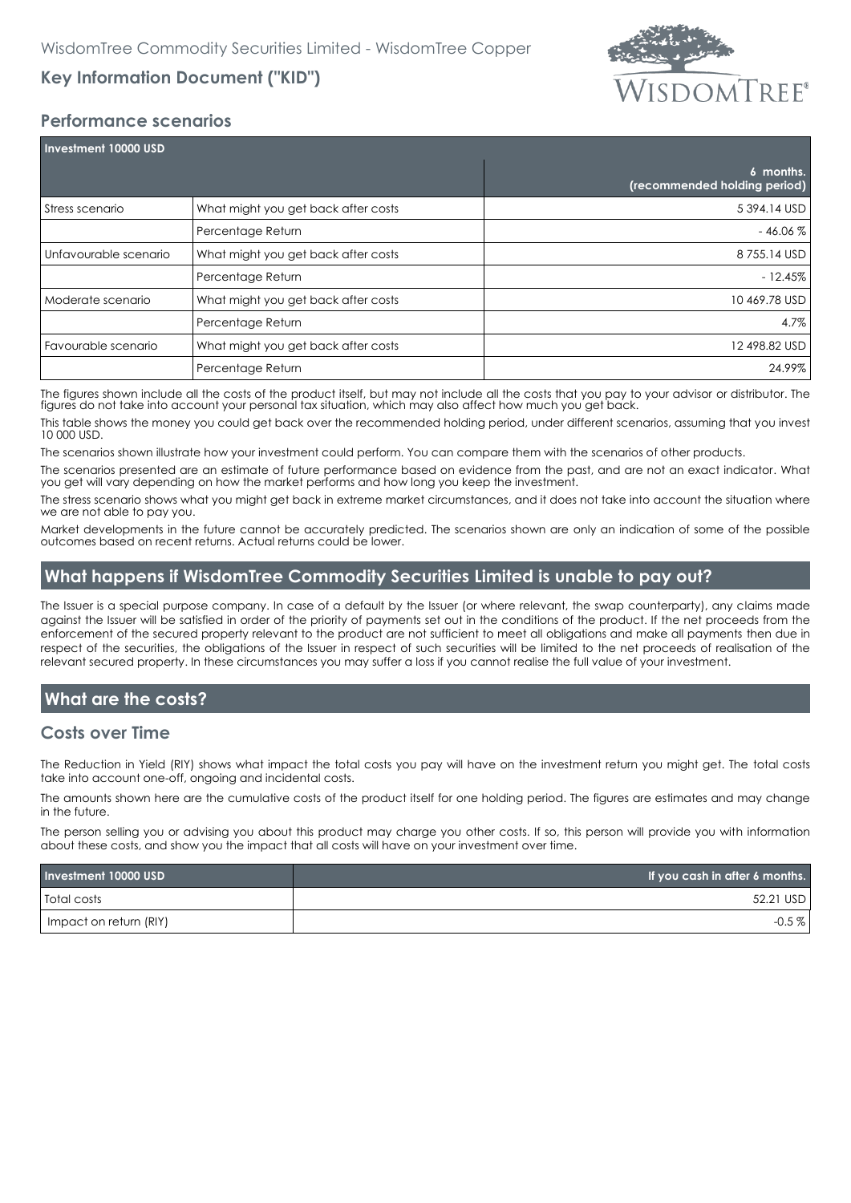## Performance scenarios

| Investment 10000 USD | | 6 months. (recommended holding period) |
|---|---|---|
| Stress scenario | What might you get back after costs | 5 394.14 USD |
| | Percentage Return | - 46.06 % |
| Unfavourable scenario | What might you get back after costs | 8 755.14 USD |
| | Percentage Return | - 12.45% |
| Moderate scenario | What might you get back after costs | 10 469.78 USD |
| | Percentage Return | 4.7% |
| Favourable scenario | What might you get back after costs | 12 498.82 USD |
| | Percentage Return | 24.99% |

The figures shown include all the costs of the product itself, but may not include all the costs that you pay to your advisor or distributor. The figures do not take into account your personal tax situation, which may also affect how much you get back.

This table shows the money you could get back over the recommended holding period, under different scenarios, assuming that you invest 10 000 USD.

The scenarios shown illustrate how your investment could perform. You can compare them with the scenarios of other products.

The scenarios presented are an estimate of future performance based on evidence from the past, and are not an exact indicator. What you get will vary depending on how the market performs and how long you keep the investment.

The stress scenario shows what you might get back in extreme market circumstances, and it does not take into account the situation where we are not able to pay you.

Market developments in the future cannot be accurately predicted. The scenarios shown are only an indication of some of the possible outcomes based on recent returns. Actual returns could be lower.

## What happens if WisdomTree Commodity Securities Limited is unable to pay out?

The Issuer is a special purpose company. In case of a default by the Issuer (or where relevant, the swap counterparty), any claims made against the Issuer will be satisfied in order of the priority of payments set out in the conditions of the product. If the net proceeds from the enforcement of the secured property relevant to the product are not sufficient to meet all obligations and make all payments then due in respect of the securities, the obligations of the Issuer in respect of such securities will be limited to the net proceeds of realisation of the relevant secured property. In these circumstances you may suffer a loss if you cannot realise the full value of your investment.

## What are the costs?

### Costs over Time

The Reduction in Yield (RIY) shows what impact the total costs you pay will have on the investment return you might get. The total costs take into account one-off, ongoing and incidental costs.

The amounts shown here are the cumulative costs of the product itself for one holding period. The figures are estimates and may change in the future.

The person selling you or advising you about this product may charge you other costs. If so, this person will provide you with information about these costs, and show you the impact that all costs will have on your investment over time.

| Investment 10000 USD | If you cash in after 6 months. |
|---|---|
| Total costs | 52.21 USD |
| Impact on return (RIY) | -0.5 % |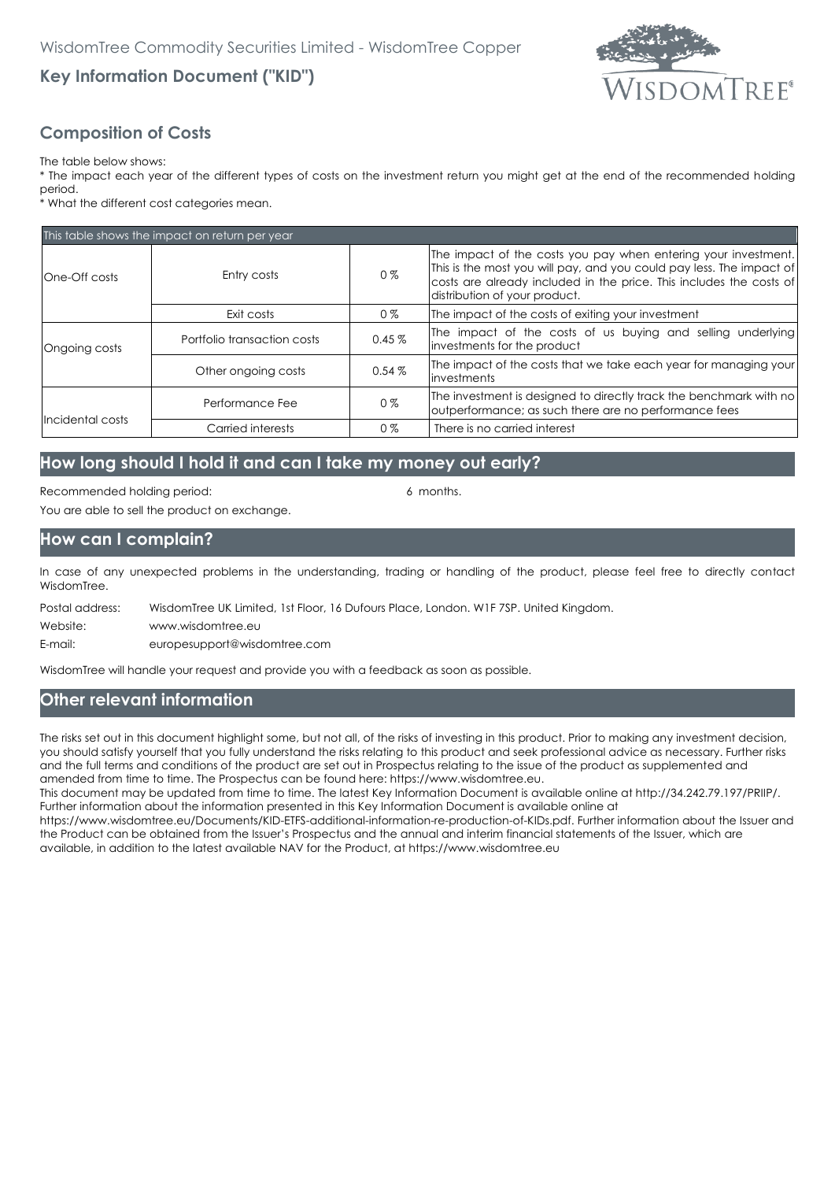## Composition of Costs

The table below shows:
* The impact each year of the different types of costs on the investment return you might get at the end of the recommended holding period.
* What the different cost categories mean.

| This table shows the impact on return per year | | | |
|---|---|---|---|
| One-Off costs | Entry costs | 0 % | The impact of the costs you pay when entering your investment. This is the most you will pay, and you could pay less. The impact of costs are already included in the price. This includes the costs of distribution of your product. |
| | Exit costs | 0 % | The impact of the costs of exiting your investment |
| Ongoing costs | Portfolio transaction costs | 0.45 % | The impact of the costs of us buying and selling underlying investments for the product |
| | Other ongoing costs | 0.54 % | The impact of the costs that we take each year for managing your investments |
| Incidental costs | Performance Fee | 0 % | The investment is designed to directly track the benchmark with no outperformance; as such there are no performance fees |
| | Carried interests | 0 % | There is no carried interest |

## How long should I hold it and can I take my money out early?

Recommended holding period: 6 months.

You are able to sell the product on exchange.

## How can I complain?

In case of any unexpected problems in the understanding, trading or handling of the product, please feel free to directly contact WisdomTree.

Postal address: WisdomTree UK Limited, 1st Floor, 16 Dufours Place, London. W1F 7SP. United Kingdom.

Website: www.wisdomtree.eu

E-mail: europesupport@wisdomtree.com

WisdomTree will handle your request and provide you with a feedback as soon as possible.

## Other relevant information

The risks set out in this document highlight some, but not all, of the risks of investing in this product. Prior to making any investment decision, you should satisfy yourself that you fully understand the risks relating to this product and seek professional advice as necessary. Further risks and the full terms and conditions of the product are set out in Prospectus relating to the issue of the product as supplemented and amended from time to time. The Prospectus can be found here: https://www.wisdomtree.eu.
This document may be updated from time to time. The latest Key Information Document is available online at http://34.242.79.197/PRIIP/. Further information about the information presented in this Key Information Document is available online at https://www.wisdomtree.eu/Documents/KID-ETFS-additional-information-re-production-of-KIDs.pdf. Further information about the Issuer and the Product can be obtained from the Issuer's Prospectus and the annual and interim financial statements of the Issuer, which are available, in addition to the latest available NAV for the Product, at https://www.wisdomtree.eu